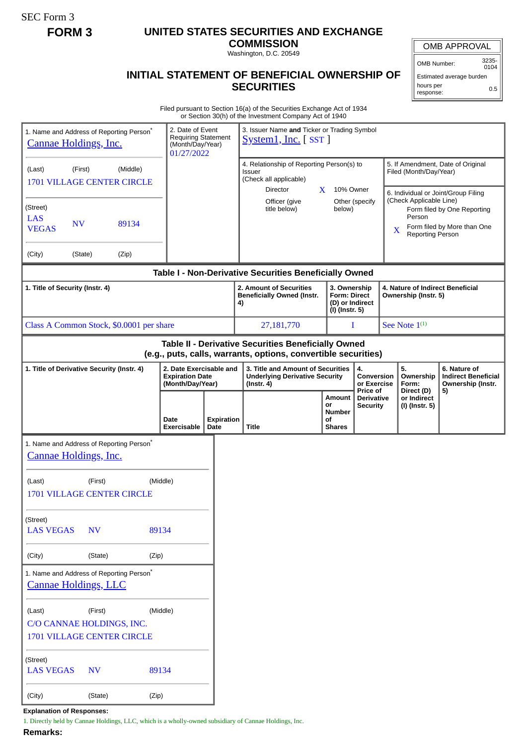SEC Form 3

**FORM 3**

# UNITED STATES SECURITIES AND EXCHANGE COMMISSION

Washington, D.C. 20549

## INITIAL STATEMENT OF BENEFICIAL OWNERSHIP OF SECURITIES

| OMB APPROVAL | |
|---|---|
| OMB Number: | 3235-0104 |
| Estimated average burden | |
| hours per response: | 0.5 |

Filed pursuant to Section 16(a) of the Securities Exchange Act of 1934
or Section 30(h) of the Investment Company Act of 1940

1. Name and Address of Reporting Person*
Cannae Holdings, Inc.

(Last) (First) (Middle)
1701 VILLAGE CENTER CIRCLE

(Street)
LAS VEGAS NV 89134

(City) (State) (Zip)

2. Date of Event Requiring Statement (Month/Day/Year)
01/27/2022

3. Issuer Name **and** Ticker or Trading Symbol
System1, Inc. [ SST ]

4. Relationship of Reporting Person(s) to Issuer
(Check all applicable)
Director
X 10% Owner
Officer (give title below)
Other (specify below)

5. If Amendment, Date of Original Filed (Month/Day/Year)

6. Individual or Joint/Group Filing (Check Applicable Line)
Form filed by One Reporting Person
X Form filed by More than One Reporting Person

**Table I - Non-Derivative Securities Beneficially Owned**

| 1. Title of Security (Instr. 4) | 2. Amount of Securities Beneficially Owned (Instr. 4) | 3. Ownership Form: Direct (D) or Indirect (I) (Instr. 5) | 4. Nature of Indirect Beneficial Ownership (Instr. 5) |
|---|---|---|---|
| Class A Common Stock, $0.0001 per share | 27,181,770 | I | See Note 1[(1)] |

**Table II - Derivative Securities Beneficially Owned**
**(e.g., puts, calls, warrants, options, convertible securities)**

| 1. Title of Derivative Security (Instr. 4) | 2. Date Exercisable and Expiration Date (Month/Day/Year) | | 3. Title and Amount of Securities Underlying Derivative Security (Instr. 4) | | 4. Conversion or Exercise Price of Derivative Security | 5. Ownership Form: Direct (D) or Indirect (I) (Instr. 5) | 6. Nature of Indirect Beneficial Ownership (Instr. 5) |
|---|---|---|---|---|---|---|---|
| | Date Exercisable | Expiration Date | Title | Amount or Number of Shares | | | |

1. Name and Address of Reporting Person*
Cannae Holdings, Inc.

(Last) (First) (Middle)
1701 VILLAGE CENTER CIRCLE

(Street)
LAS VEGAS NV 89134

(City) (State) (Zip)

1. Name and Address of Reporting Person*
Cannae Holdings, LLC

(Last) (First) (Middle)
C/O CANNAE HOLDINGS, INC.
1701 VILLAGE CENTER CIRCLE

(Street)
LAS VEGAS NV 89134

(City) (State) (Zip)

**Explanation of Responses:**

1. Directly held by Cannae Holdings, LLC, which is a wholly-owned subsidiary of Cannae Holdings, Inc.

**Remarks:**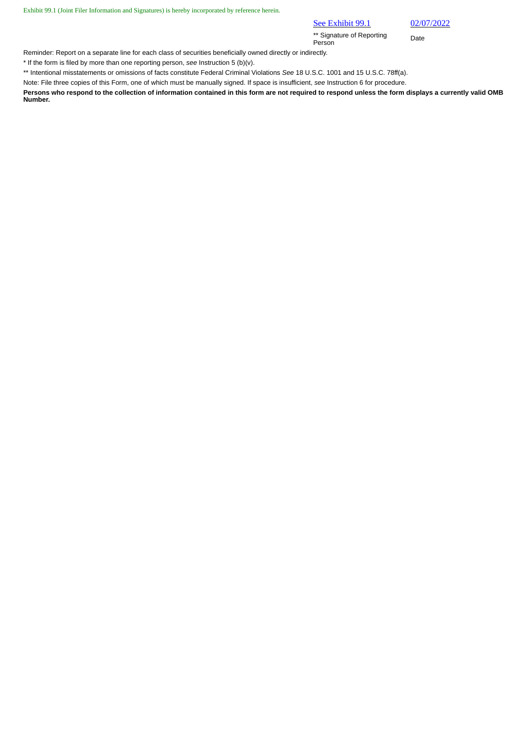Exhibit 99.1 (Joint Filer Information and Signatures) is hereby incorporated by reference herein.

| See Exhibit 99.1 | 02/07/2022 |
|---|---|
| ** Signature of Reporting Person | Date |

Reminder: Report on a separate line for each class of securities beneficially owned directly or indirectly.

* If the form is filed by more than one reporting person, *see* Instruction 5 (b)(v).

** Intentional misstatements or omissions of facts constitute Federal Criminal Violations *See* 18 U.S.C. 1001 and 15 U.S.C. 78ff(a).

Note: File three copies of this Form, one of which must be manually signed. If space is insufficient, *see* Instruction 6 for procedure.

**Persons who respond to the collection of information contained in this form are not required to respond unless the form displays a currently valid OMB Number.**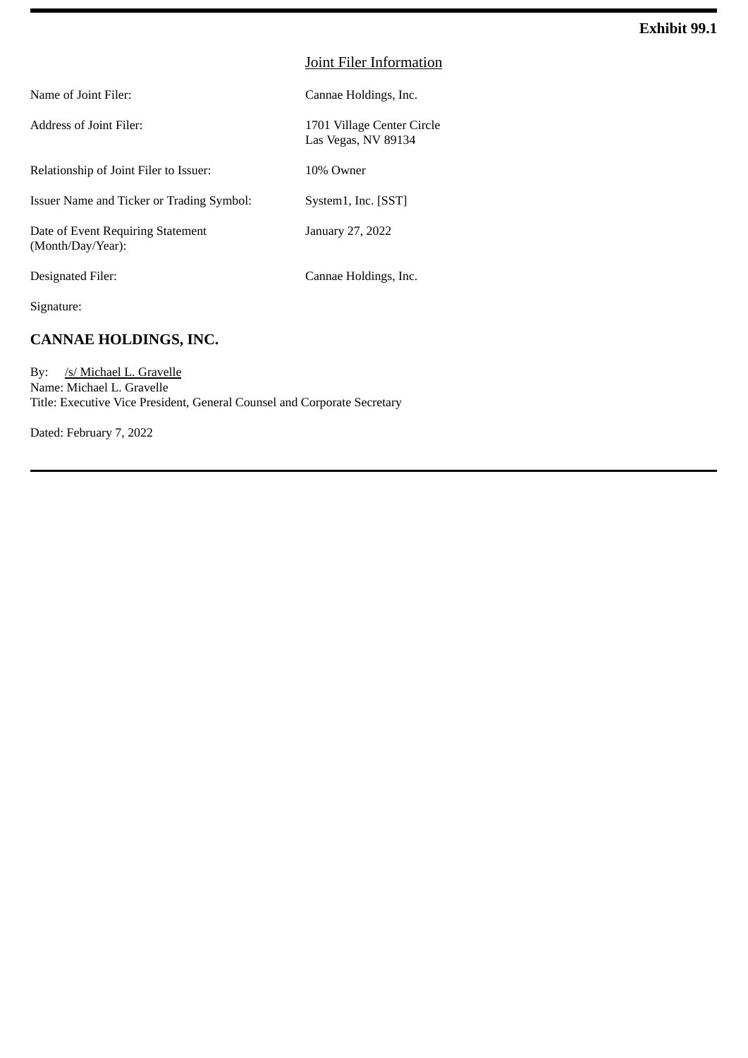**Exhibit 99.1**

## Joint Filer Information

| | |
|---|---|
| Name of Joint Filer: | Cannae Holdings, Inc. |
| Address of Joint Filer: | 1701 Village Center Circle<br>Las Vegas, NV 89134 |
| Relationship of Joint Filer to Issuer: | 10% Owner |
| Issuer Name and Ticker or Trading Symbol: | System1, Inc. [SST] |
| Date of Event Requiring Statement (Month/Day/Year): | January 27, 2022 |
| Designated Filer: | Cannae Holdings, Inc. |

Signature:

**CANNAE HOLDINGS, INC.**

By: /s/ Michael L. Gravelle
Name: Michael L. Gravelle
Title: Executive Vice President, General Counsel and Corporate Secretary

Dated: February 7, 2022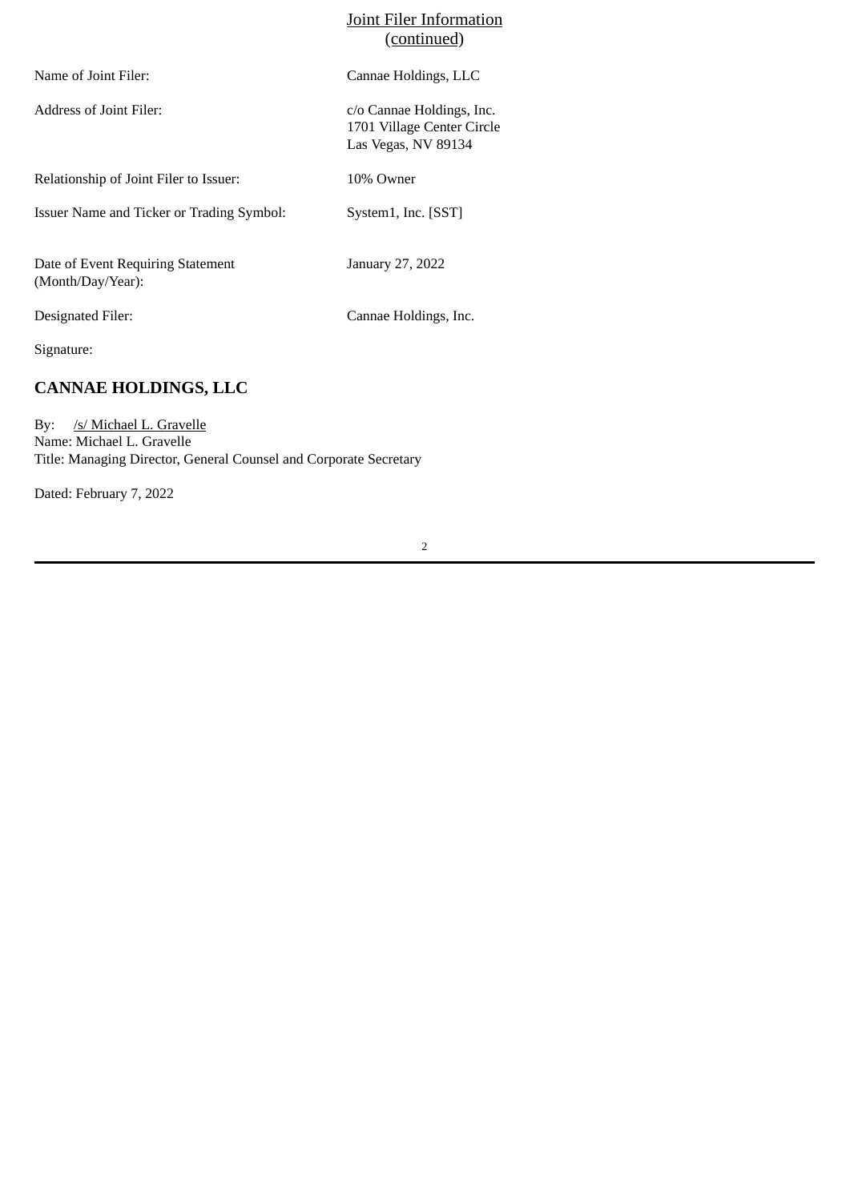Joint Filer Information
(continued)

| | |
|---|---|
| Name of Joint Filer: | Cannae Holdings, LLC |
| Address of Joint Filer: | c/o Cannae Holdings, Inc.<br>1701 Village Center Circle<br>Las Vegas, NV 89134 |
| Relationship of Joint Filer to Issuer: | 10% Owner |
| Issuer Name and Ticker or Trading Symbol: | System1, Inc. [SST] |
| Date of Event Requiring Statement (Month/Day/Year): | January 27, 2022 |
| Designated Filer: | Cannae Holdings, Inc. |

Signature:

**CANNAE HOLDINGS, LLC**

By: /s/ Michael L. Gravelle
Name: Michael L. Gravelle
Title: Managing Director, General Counsel and Corporate Secretary

Dated: February 7, 2022